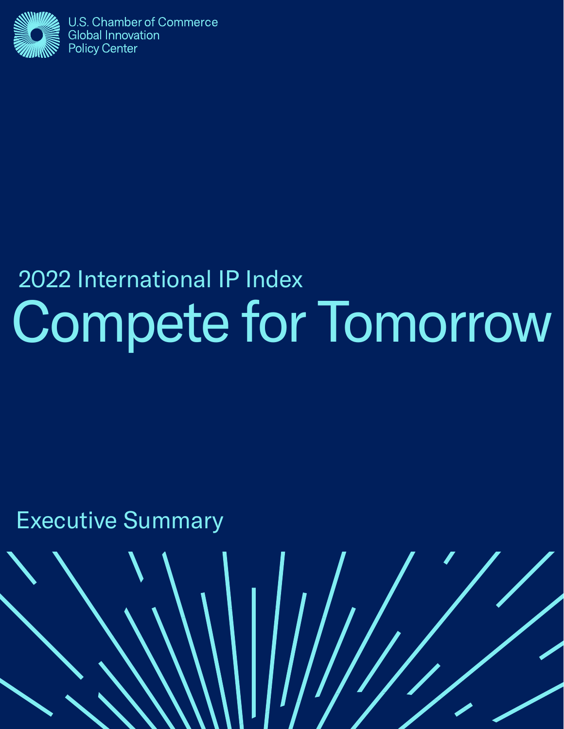U.S. Chamber of Commerce
Global Innovation
Policy Center

2022 International IP Index

# Compete for Tomorrow

Executive Summary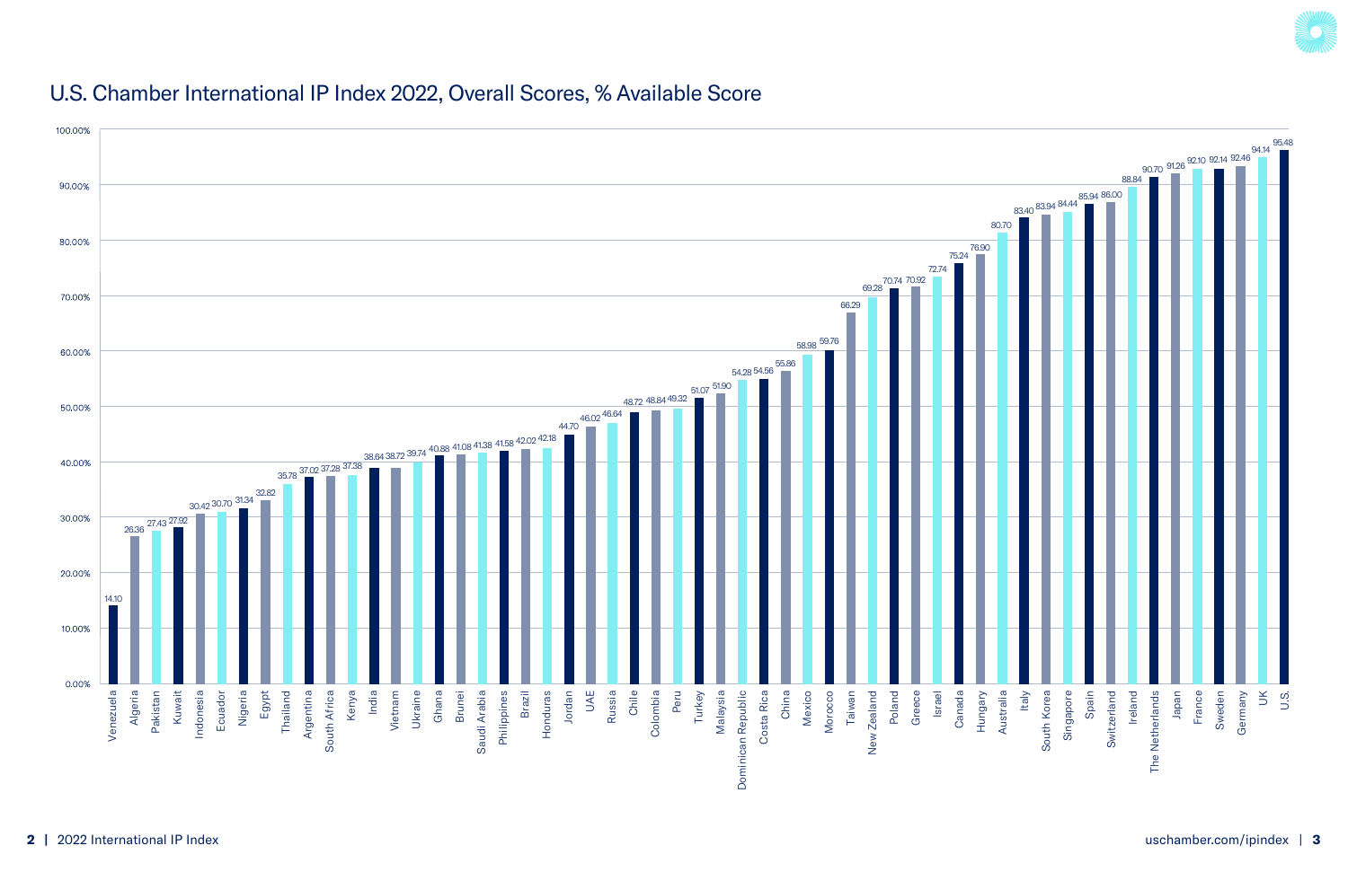## U.S. Chamber International IP Index 2022, Overall Scores, % Available Score

| Country | Score (%) |
| --- | --- |
| Venezuela | 14.10 |
| Algeria | 26.36 |
| Pakistan | 27.43 |
| Kuwait | 27.92 |
| Indonesia | 30.42 |
| Ecuador | 30.70 |
| Nigeria | 31.34 |
| Egypt | 32.82 |
| Thailand | 35.78 |
| Argentina | 37.02 |
| South Africa | 37.28 |
| Kenya | 37.38 |
| India | 38.64 |
| Vietnam | 38.72 |
| Ukraine | 39.74 |
| Ghana | 40.88 |
| Brunei | 41.08 |
| Saudi Arabia | 41.38 |
| Philippines | 41.58 |
| Brazil | 42.02 |
| Honduras | 42.18 |
| Jordan | 44.70 |
| UAE | 46.02 |
| Russia | 46.64 |
| Chile | 48.72 |
| Colombia | 48.84 |
| Peru | 49.32 |
| Turkey | 51.07 |
| Malaysia | 51.90 |
| Dominican Republic | 54.28 |
| Costa Rica | 54.56 |
| China | 55.86 |
| Mexico | 58.98 |
| Morocco | 59.76 |
| Taiwan | 66.29 |
| New Zealand | 69.28 |
| Poland | 70.74 |
| Greece | 70.92 |
| Israel | 72.74 |
| Canada | 75.24 |
| Hungary | 76.90 |
| Australia | 80.70 |
| Italy | 83.40 |
| South Korea | 83.94 |
| Singapore | 84.44 |
| Spain | 85.94 |
| Switzerland | 86.00 |
| Ireland | 88.84 |
| The Netherlands | 90.70 |
| Japan | 91.26 |
| France | 92.10 |
| Sweden | 92.14 |
| Germany | 92.46 |
| UK | 94.14 |
| U.S. | 95.48 |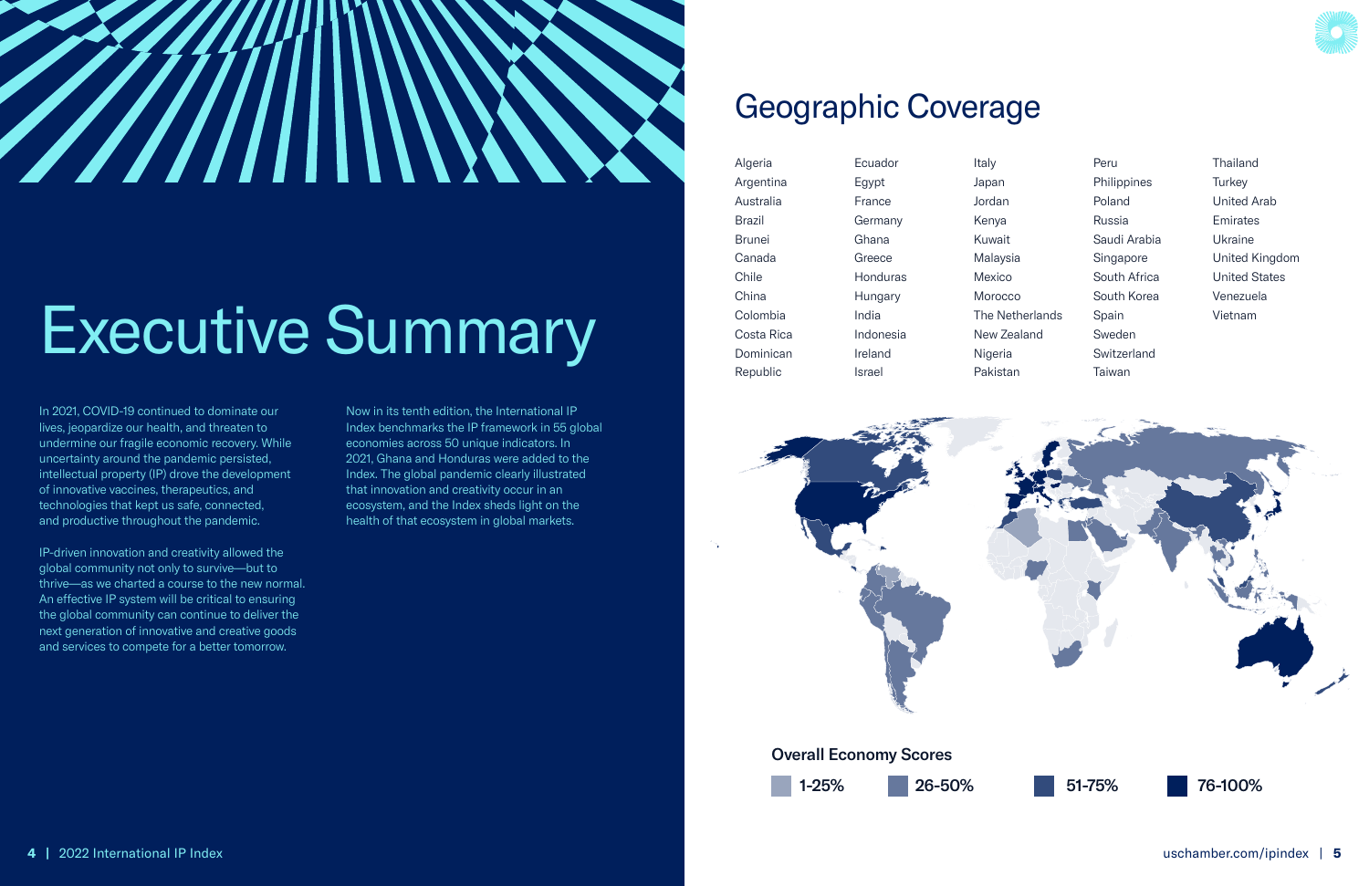# Executive Summary

In 2021, COVID-19 continued to dominate our lives, jeopardize our health, and threaten to undermine our fragile economic recovery. While uncertainty around the pandemic persisted, intellectual property (IP) drove the development of innovative vaccines, therapeutics, and technologies that kept us safe, connected, and productive throughout the pandemic.

IP-driven innovation and creativity allowed the global community not only to survive—but to thrive—as we charted a course to the new normal. An effective IP system will be critical to ensuring the global community can continue to deliver the next generation of innovative and creative goods and services to compete for a better tomorrow.

Now in its tenth edition, the International IP Index benchmarks the IP framework in 55 global economies across 50 unique indicators. In 2021, Ghana and Honduras were added to the Index. The global pandemic clearly illustrated that innovation and creativity occur in an ecosystem, and the Index sheds light on the health of that ecosystem in global markets.

## Geographic Coverage

- Algeria
- Argentina
- Australia
- Brazil
- Brunei
- Canada
- Chile
- China
- Colombia
- Costa Rica
- Dominican Republic
- Ecuador
- Egypt
- France
- Germany
- Ghana
- Greece
- Honduras
- Hungary
- India
- Indonesia
- Ireland
- Israel
- Italy
- Japan
- Jordan
- Kenya
- Kuwait
- Malaysia
- Mexico
- Morocco
- The Netherlands
- New Zealand
- Nigeria
- Pakistan
- Peru
- Philippines
- Poland
- Russia
- Saudi Arabia
- Singapore
- South Africa
- South Korea
- Spain
- Sweden
- Switzerland
- Taiwan
- Thailand
- Turkey
- United Arab Emirates
- Ukraine
- United Kingdom
- United States
- Venezuela
- Vietnam

**Overall Economy Scores**

1-25% | 26-50% | 51-75% | 76-100%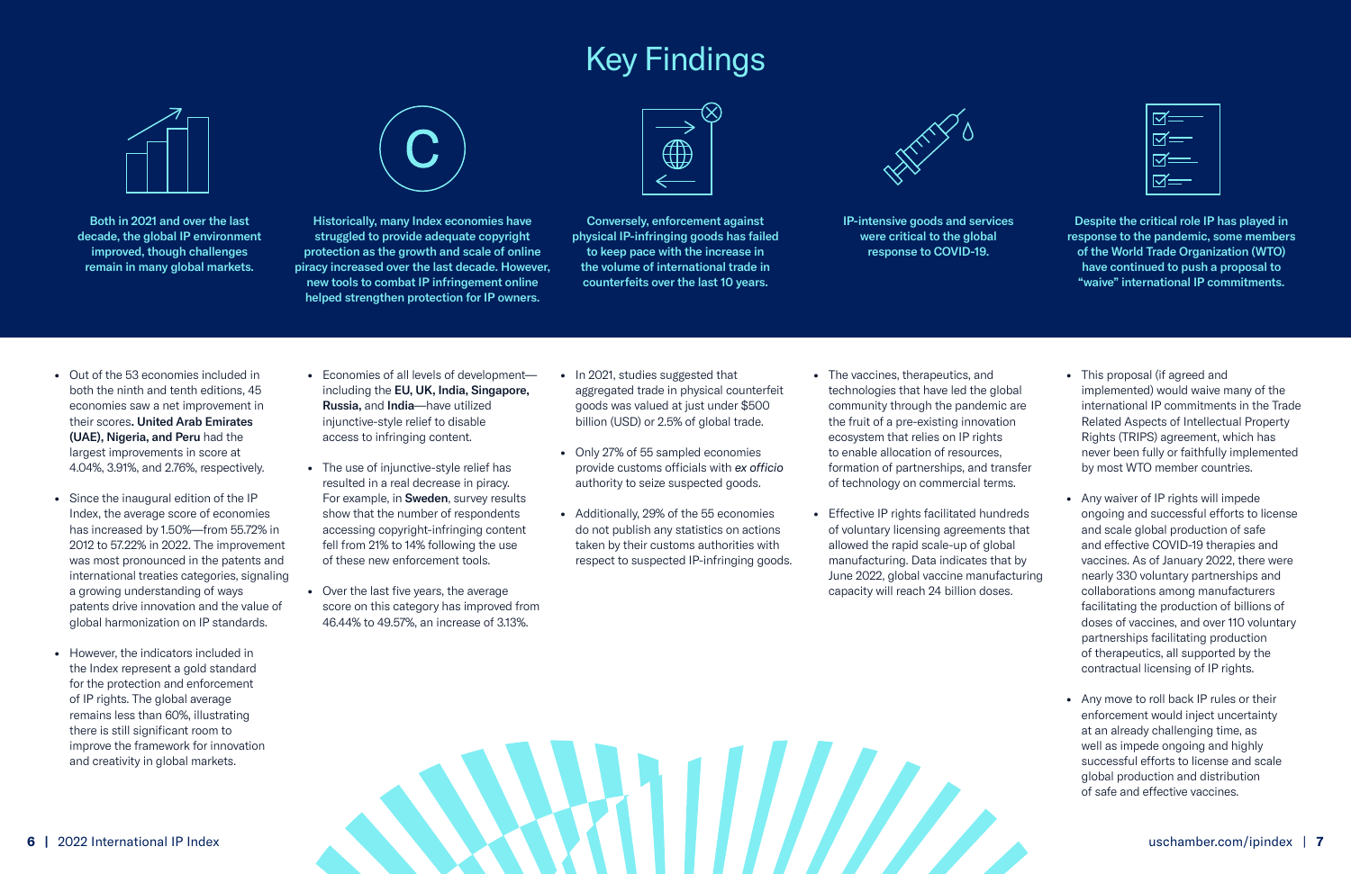# Key Findings

**Both in 2021 and over the last decade, the global IP environment improved, though challenges remain in many global markets.**

- Out of the 53 economies included in both the ninth and tenth editions, 45 economies saw a net improvement in their scores**. United Arab Emirates (UAE), Nigeria, and Peru** had the largest improvements in score at 4.04%, 3.91%, and 2.76%, respectively.
- Since the inaugural edition of the IP Index, the average score of economies has increased by 1.50%—from 55.72% in 2012 to 57.22% in 2022. The improvement was most pronounced in the patents and international treaties categories, signaling a growing understanding of ways patents drive innovation and the value of global harmonization on IP standards.
- However, the indicators included in the Index represent a gold standard for the protection and enforcement of IP rights. The global average remains less than 60%, illustrating there is still significant room to improve the framework for innovation and creativity in global markets.

**Historically, many Index economies have struggled to provide adequate copyright protection as the growth and scale of online piracy increased over the last decade. However, new tools to combat IP infringement online helped strengthen protection for IP owners.**

- Economies of all levels of development—including the **EU, UK, India, Singapore, Russia,** and **India**—have utilized injunctive-style relief to disable access to infringing content.
- The use of injunctive-style relief has resulted in a real decrease in piracy. For example, in **Sweden**, survey results show that the number of respondents accessing copyright-infringing content fell from 21% to 14% following the use of these new enforcement tools.
- Over the last five years, the average score on this category has improved from 46.44% to 49.57%, an increase of 3.13%.

**Conversely, enforcement against physical IP-infringing goods has failed to keep pace with the increase in the volume of international trade in counterfeits over the last 10 years.**

- In 2021, studies suggested that aggregated trade in physical counterfeit goods was valued at just under $500 billion (USD) or 2.5% of global trade.
- Only 27% of 55 sampled economies provide customs officials with *ex officio* authority to seize suspected goods.
- Additionally, 29% of the 55 economies do not publish any statistics on actions taken by their customs authorities with respect to suspected IP-infringing goods.

**IP-intensive goods and services were critical to the global response to COVID-19.**

- The vaccines, therapeutics, and technologies that have led the global community through the pandemic are the fruit of a pre-existing innovation ecosystem that relies on IP rights to enable allocation of resources, formation of partnerships, and transfer of technology on commercial terms.
- Effective IP rights facilitated hundreds of voluntary licensing agreements that allowed the rapid scale-up of global manufacturing. Data indicates that by June 2022, global vaccine manufacturing capacity will reach 24 billion doses.

**Despite the critical role IP has played in response to the pandemic, some members of the World Trade Organization (WTO) have continued to push a proposal to "waive" international IP commitments.**

- This proposal (if agreed and implemented) would waive many of the international IP commitments in the Trade Related Aspects of Intellectual Property Rights (TRIPS) agreement, which has never been fully or faithfully implemented by most WTO member countries.
- Any waiver of IP rights will impede ongoing and successful efforts to license and scale global production of safe and effective COVID-19 therapies and vaccines. As of January 2022, there were nearly 330 voluntary partnerships and collaborations among manufacturers facilitating the production of billions of doses of vaccines, and over 110 voluntary partnerships facilitating production of therapeutics, all supported by the contractual licensing of IP rights.
- Any move to roll back IP rules or their enforcement would inject uncertainty at an already challenging time, as well as impede ongoing and highly successful efforts to license and scale global production and distribution of safe and effective vaccines.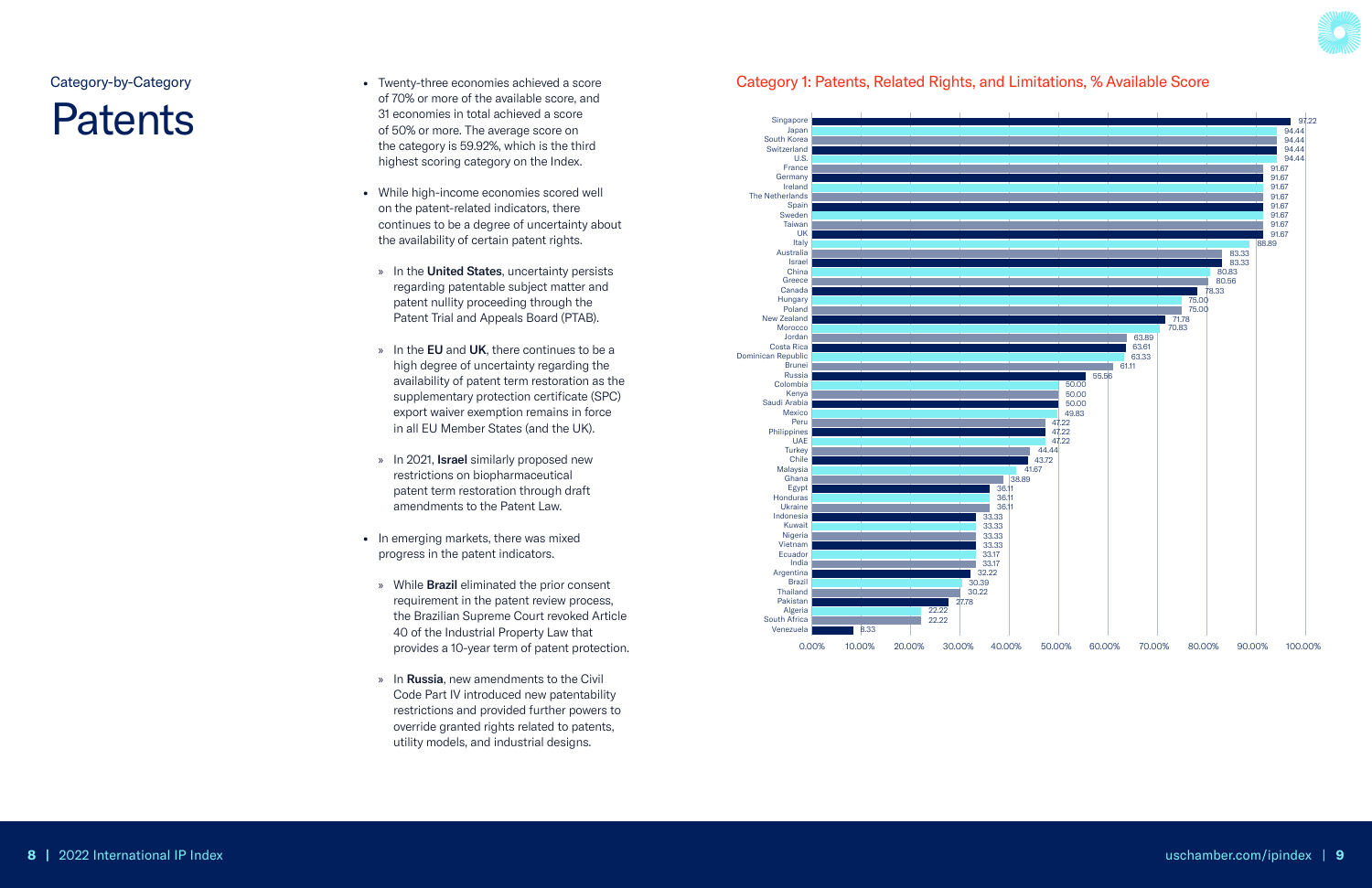Category-by-Category

# Patents

- Twenty-three economies achieved a score of 70% or more of the available score, and 31 economies in total achieved a score of 50% or more. The average score on the category is 59.92%, which is the third highest scoring category on the Index.
- While high-income economies scored well on the patent-related indicators, there continues to be a degree of uncertainty about the availability of certain patent rights.
    - » In the **United States**, uncertainty persists regarding patentable subject matter and patent nullity proceeding through the Patent Trial and Appeals Board (PTAB).
    - » In the **EU** and **UK**, there continues to be a high degree of uncertainty regarding the availability of patent term restoration as the supplementary protection certificate (SPC) export waiver exemption remains in force in all EU Member States (and the UK).
    - » In 2021, **Israel** similarly proposed new restrictions on biopharmaceutical patent term restoration through draft amendments to the Patent Law.
- In emerging markets, there was mixed progress in the patent indicators.
    - » While **Brazil** eliminated the prior consent requirement in the patent review process, the Brazilian Supreme Court revoked Article 40 of the Industrial Property Law that provides a 10-year term of patent protection.
    - » In **Russia**, new amendments to the Civil Code Part IV introduced new patentability restrictions and provided further powers to override granted rights related to patents, utility models, and industrial designs.

## Category 1: Patents, Related Rights, and Limitations, % Available Score

| Economy | % Available Score |
|---|---|
| Singapore | 97.22 |
| Japan | 94.44 |
| South Korea | 94.44 |
| Switzerland | 94.44 |
| U.S. | 94.44 |
| France | 91.67 |
| Germany | 91.67 |
| Ireland | 91.67 |
| The Netherlands | 91.67 |
| Spain | 91.67 |
| Sweden | 91.67 |
| Taiwan | 91.67 |
| UK | 91.67 |
| Italy | 88.89 |
| Australia | 83.33 |
| Israel | 83.33 |
| China | 80.83 |
| Greece | 80.56 |
| Canada | 78.33 |
| Hungary | 75.00 |
| Poland | 75.00 |
| New Zealand | 71.78 |
| Morocco | 70.83 |
| Jordan | 63.89 |
| Costa Rica | 63.61 |
| Dominican Republic | 63.33 |
| Brunei | 61.11 |
| Russia | 55.56 |
| Colombia | 50.00 |
| Kenya | 50.00 |
| Saudi Arabia | 50.00 |
| Mexico | 49.83 |
| Peru | 47.22 |
| Philippines | 47.22 |
| UAE | 47.22 |
| Turkey | 44.44 |
| Chile | 43.72 |
| Malaysia | 41.67 |
| Ghana | 38.89 |
| Egypt | 36.11 |
| Honduras | 36.11 |
| Ukraine | 36.11 |
| Indonesia | 33.33 |
| Kuwait | 33.33 |
| Nigeria | 33.33 |
| Vietnam | 33.33 |
| Ecuador | 33.17 |
| India | 33.17 |
| Argentina | 32.22 |
| Brazil | 30.39 |
| Thailand | 30.22 |
| Pakistan | 27.78 |
| Algeria | 22.22 |
| South Africa | 22.22 |
| Venezuela | 8.33 |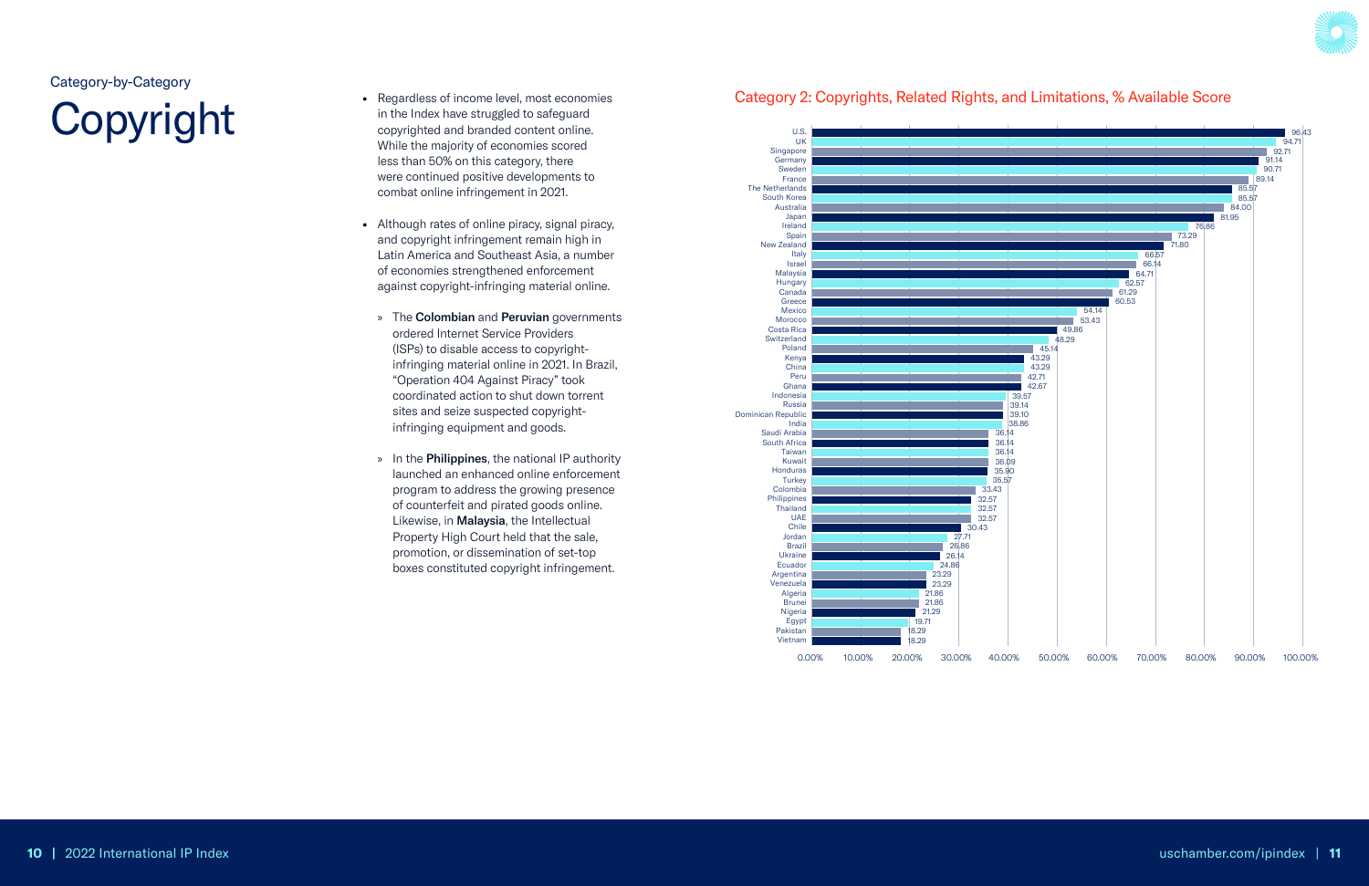Category-by-Category

# Copyright

- Regardless of income level, most economies in the Index have struggled to safeguard copyrighted and branded content online. While the majority of economies scored less than 50% on this category, there were continued positive developments to combat online infringement in 2021.
- Although rates of online piracy, signal piracy, and copyright infringement remain high in Latin America and Southeast Asia, a number of economies strengthened enforcement against copyright-infringing material online.
    - » The **Colombian** and **Peruvian** governments ordered Internet Service Providers (ISPs) to disable access to copyright-infringing material online in 2021. In Brazil, "Operation 404 Against Piracy" took coordinated action to shut down torrent sites and seize suspected copyright-infringing equipment and goods.
    - » In the **Philippines**, the national IP authority launched an enhanced online enforcement program to address the growing presence of counterfeit and pirated goods online. Likewise, in **Malaysia**, the Intellectual Property High Court held that the sale, promotion, or dissemination of set-top boxes constituted copyright infringement.

## Category 2: Copyrights, Related Rights, and Limitations, % Available Score

| Economy | % Available Score |
|---|---|
| U.S. | 96.43 |
| UK | 94.71 |
| Singapore | 92.71 |
| Germany | 91.14 |
| Sweden | 90.71 |
| France | 89.14 |
| The Netherlands | 85.57 |
| South Korea | 85.57 |
| Australia | 84.00 |
| Japan | 81.95 |
| Ireland | 76.86 |
| Spain | 73.29 |
| New Zealand | 71.80 |
| Italy | 66.57 |
| Israel | 66.14 |
| Malaysia | 64.71 |
| Hungary | 62.57 |
| Canada | 61.29 |
| Greece | 60.53 |
| Mexico | 54.14 |
| Morocco | 53.43 |
| Costa Rica | 49.86 |
| Switzerland | 48.29 |
| Poland | 45.14 |
| Kenya | 43.29 |
| China | 43.29 |
| Peru | 42.71 |
| Ghana | 42.67 |
| Indonesia | 39.57 |
| Russia | 39.14 |
| Dominican Republic | 39.10 |
| India | 38.86 |
| Saudi Arabia | 36.14 |
| South Africa | 36.14 |
| Taiwan | 36.14 |
| Kuwait | 36.09 |
| Honduras | 35.90 |
| Turkey | 35.57 |
| Colombia | 33.43 |
| Philippines | 32.57 |
| Thailand | 32.57 |
| UAE | 32.57 |
| Chile | 30.43 |
| Jordan | 27.71 |
| Brazil | 26.86 |
| Ukraine | 26.14 |
| Ecuador | 24.86 |
| Argentina | 23.29 |
| Venezuela | 23.29 |
| Algeria | 21.86 |
| Brunei | 21.86 |
| Nigeria | 21.29 |
| Egypt | 19.71 |
| Pakistan | 18.29 |
| Vietnam | 18.29 |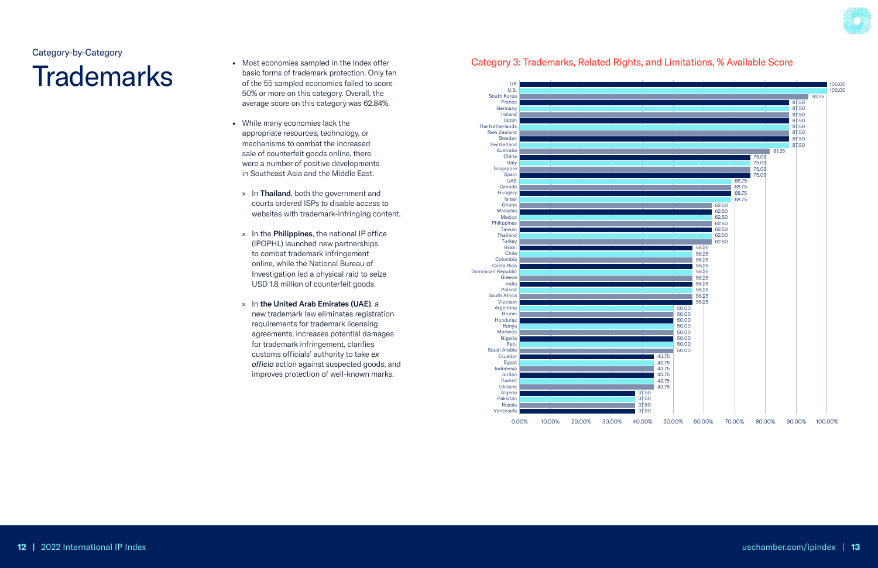Category-by-Category

# Trademarks

- Most economies sampled in the Index offer basic forms of trademark protection. Only ten of the 55 sampled economies failed to score 50% or more on this category. Overall, the average score on this category was 62.84%.
- While many economies lack the appropriate resources, technology, or mechanisms to combat the increased sale of counterfeit goods online, there were a number of positive developments in Southeast Asia and the Middle East.
  - » In **Thailand**, both the government and courts ordered ISPs to disable access to websites with trademark-infringing content.
  - » In the **Philippines**, the national IP office (IPOPHL) launched new partnerships to combat trademark infringement online, while the National Bureau of Investigation led a physical raid to seize USD 1.8 million of counterfeit goods.
  - » In **the United Arab Emirates (UAE)**, a new trademark law eliminates registration requirements for trademark licensing agreements, increases potential damages for trademark infringement, clarifies customs officials' authority to take *ex officio* action against suspected goods, and improves protection of well-known marks.

## Category 3: Trademarks, Related Rights, and Limitations, % Available Score

| Economy | Score |
|---|---|
| UK | 100.00 |
| U.S. | 100.00 |
| South Korea | 93.75 |
| France | 87.50 |
| Germany | 87.50 |
| Ireland | 87.50 |
| Japan | 87.50 |
| The Netherlands | 87.50 |
| New Zealand | 87.50 |
| Sweden | 87.50 |
| Switzerland | 87.50 |
| Australia | 81.25 |
| China | 75.00 |
| Italy | 75.00 |
| Singapore | 75.00 |
| Spain | 75.00 |
| UAE | 68.75 |
| Canada | 68.75 |
| Hungary | 68.75 |
| Israel | 68.75 |
| Ghana | 62.50 |
| Malaysia | 62.50 |
| Mexico | 62.50 |
| Philippines | 62.50 |
| Taiwan | 62.50 |
| Thailand | 62.50 |
| Turkey | 62.50 |
| Brazil | 56.25 |
| Chile | 56.25 |
| Colombia | 56.25 |
| Costa Rica | 56.25 |
| Dominican Republic | 56.25 |
| Greece | 56.25 |
| India | 56.25 |
| Poland | 56.25 |
| South Africa | 56.25 |
| Vietnam | 56.25 |
| Argentina | 50.00 |
| Brunei | 50.00 |
| Honduras | 50.00 |
| Kenya | 50.00 |
| Morocco | 50.00 |
| Nigeria | 50.00 |
| Peru | 50.00 |
| Saudi Arabia | 50.00 |
| Ecuador | 43.75 |
| Egypt | 43.75 |
| Indonesia | 43.75 |
| Jordan | 43.75 |
| Kuwait | 43.75 |
| Ukraine | 43.75 |
| Algeria | 37.50 |
| Pakistan | 37.50 |
| Russia | 37.50 |
| Venezuela | 37.50 |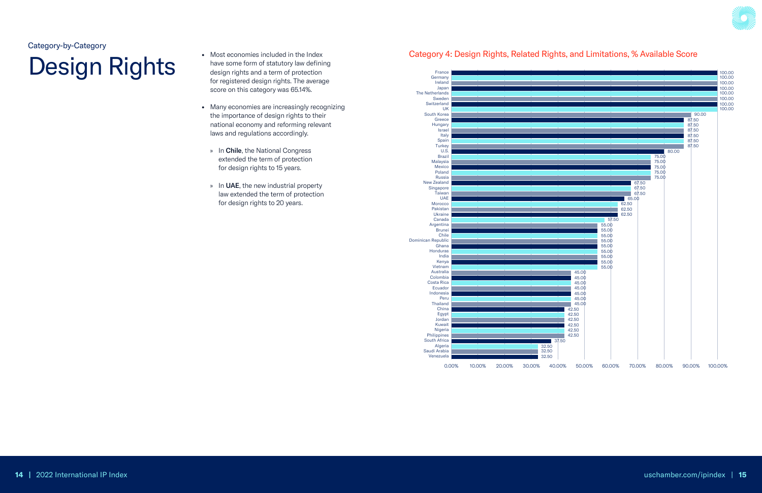Category-by-Category

# Design Rights

- Most economies included in the Index have some form of statutory law defining design rights and a term of protection for registered design rights. The average score on this category was 65.14%.
- Many economies are increasingly recognizing the importance of design rights to their national economy and reforming relevant laws and regulations accordingly.
  - » In **Chile**, the National Congress extended the term of protection for design rights to 15 years.
  - » In **UAE**, the new industrial property law extended the term of protection for design rights to 20 years.

## Category 4: Design Rights, Related Rights, and Limitations, % Available Score

| Economy | Score |
|---|---|
| France | 100.00 |
| Germany | 100.00 |
| Ireland | 100.00 |
| Japan | 100.00 |
| The Netherlands | 100.00 |
| Sweden | 100.00 |
| Switzerland | 100.00 |
| UK | 100.00 |
| South Korea | 90.00 |
| Greece | 87.50 |
| Hungary | 87.50 |
| Israel | 87.50 |
| Italy | 87.50 |
| Spain | 87.50 |
| Turkey | 87.50 |
| U.S. | 80.00 |
| Brazil | 75.00 |
| Malaysia | 75.00 |
| Mexico | 75.00 |
| Poland | 75.00 |
| Russia | 75.00 |
| New Zealand | 67.50 |
| Singapore | 67.50 |
| Taiwan | 67.50 |
| UAE | 65.00 |
| Morocco | 62.50 |
| Pakistan | 62.50 |
| Ukraine | 62.50 |
| Canada | 57.50 |
| Argentina | 55.00 |
| Brunei | 55.00 |
| Chile | 55.00 |
| Dominican Republic | 55.00 |
| Ghana | 55.00 |
| Honduras | 55.00 |
| India | 55.00 |
| Kenya | 55.00 |
| Vietnam | 55.00 |
| Australia | 45.00 |
| Colombia | 45.00 |
| Costa Rica | 45.00 |
| Ecuador | 45.00 |
| Indonesia | 45.00 |
| Peru | 45.00 |
| Thailand | 45.00 |
| China | 42.50 |
| Egypt | 42.50 |
| Jordan | 42.50 |
| Kuwait | 42.50 |
| Nigeria | 42.50 |
| Philippines | 42.50 |
| South Africa | 37.50 |
| Algeria | 32.50 |
| Saudi Arabia | 32.50 |
| Venezuela | 32.50 |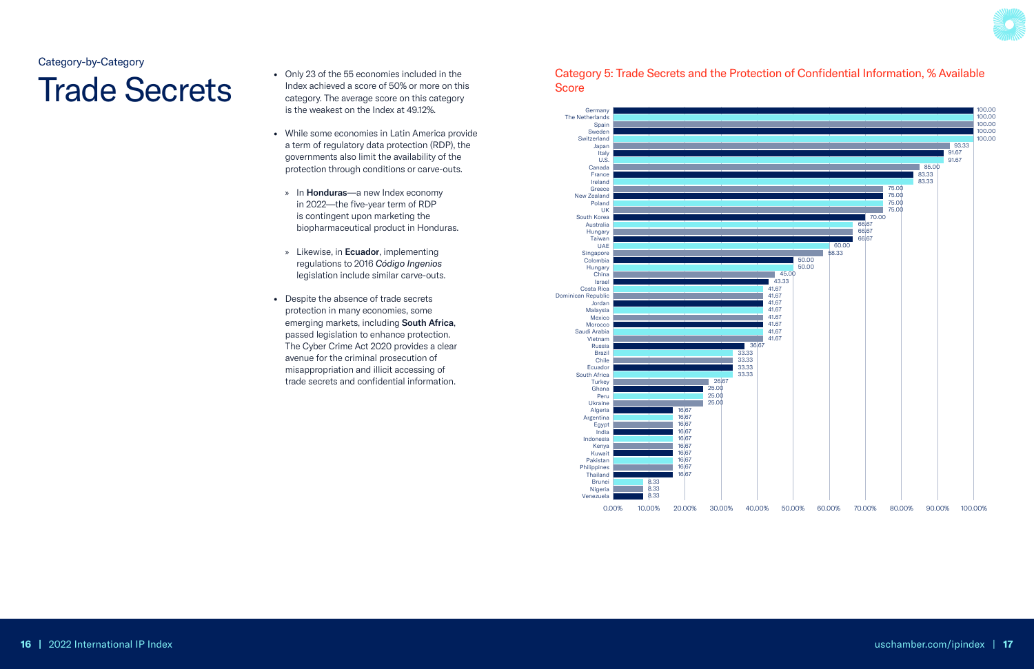Category-by-Category

# Trade Secrets

- Only 23 of the 55 economies included in the Index achieved a score of 50% or more on this category. The average score on this category is the weakest on the Index at 49.12%.
- While some economies in Latin America provide a term of regulatory data protection (RDP), the governments also limit the availability of the protection through conditions or carve-outs.
  - » In **Honduras**—a new Index economy in 2022—the five-year term of RDP is contingent upon marketing the biopharmaceutical product in Honduras.
  - » Likewise, in **Ecuador**, implementing regulations to 2016 *Código Ingenios* legislation include similar carve-outs.
- Despite the absence of trade secrets protection in many economies, some emerging markets, including **South Africa**, passed legislation to enhance protection. The Cyber Crime Act 2020 provides a clear avenue for the criminal prosecution of misappropriation and illicit accessing of trade secrets and confidential information.

## Category 5: Trade Secrets and the Protection of Confidential Information, % Available Score

| Economy | Score |
|---|---|
| Germany | 100.00 |
| The Netherlands | 100.00 |
| Spain | 100.00 |
| Sweden | 100.00 |
| Switzerland | 100.00 |
| Japan | 93.33 |
| Italy | 91.67 |
| U.S. | 91.67 |
| Canada | 85.00 |
| France | 83.33 |
| Ireland | 83.33 |
| Greece | 75.00 |
| New Zealand | 75.00 |
| Poland | 75.00 |
| UK | 75.00 |
| South Korea | 70.00 |
| Australia | 66.67 |
| Hungary | 66.67 |
| Taiwan | 66.67 |
| UAE | 60.00 |
| Singapore | 58.33 |
| Colombia | 50.00 |
| Hungary | 50.00 |
| China | 45.00 |
| Israel | 43.33 |
| Costa Rica | 41.67 |
| Dominican Republic | 41.67 |
| Jordan | 41.67 |
| Malaysia | 41.67 |
| Mexico | 41.67 |
| Morocco | 41.67 |
| Saudi Arabia | 41.67 |
| Vietnam | 41.67 |
| Russia | 36.67 |
| Brazil | 33.33 |
| Chile | 33.33 |
| Ecuador | 33.33 |
| South Africa | 33.33 |
| Turkey | 26.67 |
| Ghana | 25.00 |
| Peru | 25.00 |
| Ukraine | 25.00 |
| Algeria | 16.67 |
| Argentina | 16.67 |
| Egypt | 16.67 |
| India | 16.67 |
| Indonesia | 16.67 |
| Kenya | 16.67 |
| Kuwait | 16.67 |
| Pakistan | 16.67 |
| Philippines | 16.67 |
| Thailand | 16.67 |
| Brunei | 8.33 |
| Nigeria | 8.33 |
| Venezuela | 8.33 |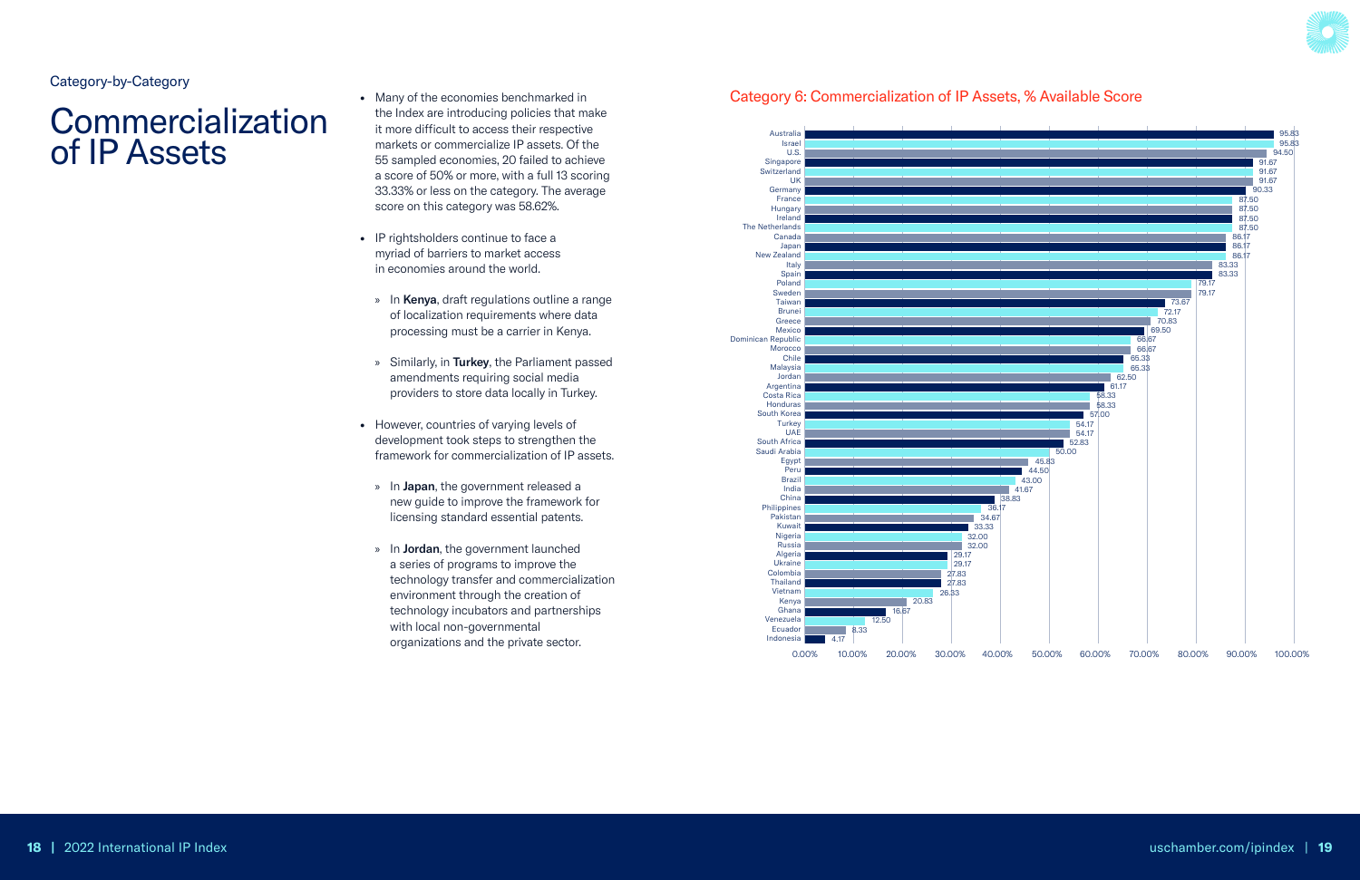Category-by-Category

# Commercialization of IP Assets

- Many of the economies benchmarked in the Index are introducing policies that make it more difficult to access their respective markets or commercialize IP assets. Of the 55 sampled economies, 20 failed to achieve a score of 50% or more, with a full 13 scoring 33.33% or less on the category. The average score on this category was 58.62%.
- IP rightsholders continue to face a myriad of barriers to market access in economies around the world.
  - » In **Kenya**, draft regulations outline a range of localization requirements where data processing must be a carrier in Kenya.
  - » Similarly, in **Turkey**, the Parliament passed amendments requiring social media providers to store data locally in Turkey.
- However, countries of varying levels of development took steps to strengthen the framework for commercialization of IP assets.
  - » In **Japan**, the government released a new guide to improve the framework for licensing standard essential patents.
  - » In **Jordan**, the government launched a series of programs to improve the technology transfer and commercialization environment through the creation of technology incubators and partnerships with local non-governmental organizations and the private sector.

## Category 6: Commercialization of IP Assets, % Available Score

| Economy | Score (%) |
|---|---|
| Australia | 95.83 |
| Israel | 95.83 |
| U.S. | 94.50 |
| Singapore | 91.67 |
| Switzerland | 91.67 |
| UK | 91.67 |
| Germany | 90.33 |
| France | 87.50 |
| Hungary | 87.50 |
| Ireland | 87.50 |
| The Netherlands | 87.50 |
| Canada | 86.17 |
| Japan | 86.17 |
| New Zealand | 86.17 |
| Italy | 83.33 |
| Spain | 83.33 |
| Poland | 79.17 |
| Sweden | 79.17 |
| Taiwan | 73.67 |
| Brunei | 72.17 |
| Greece | 70.83 |
| Mexico | 69.50 |
| Dominican Republic | 66.67 |
| Morocco | 66.67 |
| Chile | 65.33 |
| Malaysia | 65.33 |
| Jordan | 62.50 |
| Argentina | 61.17 |
| Costa Rica | 58.33 |
| Honduras | 58.33 |
| South Korea | 57.00 |
| Turkey | 54.17 |
| UAE | 54.17 |
| South Africa | 52.83 |
| Saudi Arabia | 50.00 |
| Egypt | 45.83 |
| Peru | 44.50 |
| Brazil | 43.00 |
| India | 41.67 |
| China | 38.83 |
| Philippines | 36.17 |
| Pakistan | 34.67 |
| Kuwait | 33.33 |
| Nigeria | 32.00 |
| Russia | 32.00 |
| Algeria | 29.17 |
| Ukraine | 29.17 |
| Colombia | 27.83 |
| Thailand | 27.83 |
| Vietnam | 26.33 |
| Kenya | 20.83 |
| Ghana | 16.67 |
| Venezuela | 12.50 |
| Ecuador | 8.33 |
| Indonesia | 4.17 |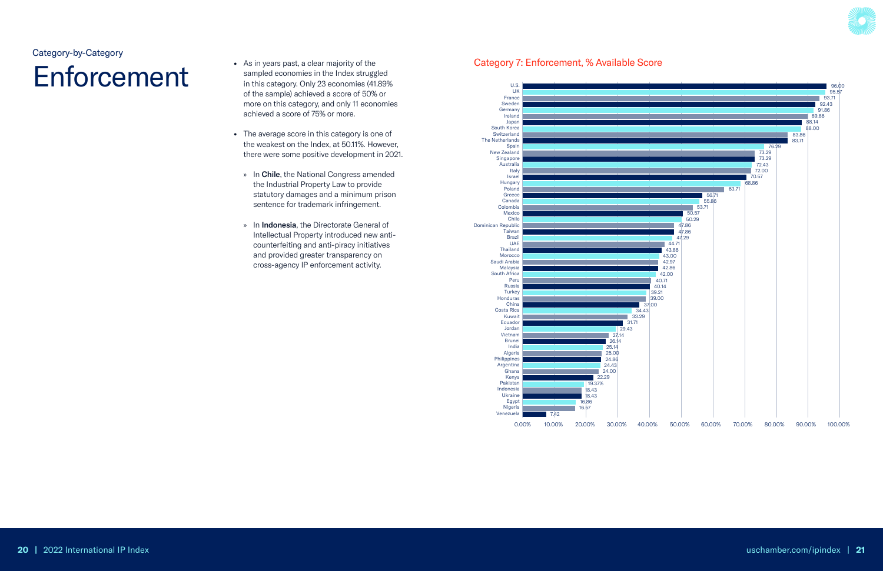Category-by-Category

# Enforcement

- As in years past, a clear majority of the sampled economies in the Index struggled in this category. Only 23 economies (41.89% of the sample) achieved a score of 50% or more on this category, and only 11 economies achieved a score of 75% or more.
- The average score in this category is one of the weakest on the Index, at 50.11%. However, there were some positive development in 2021.
  - In **Chile**, the National Congress amended the Industrial Property Law to provide statutory damages and a minimum prison sentence for trademark infringement.
  - In **Indonesia**, the Directorate General of Intellectual Property introduced new anti-counterfeiting and anti-piracy initiatives and provided greater transparency on cross-agency IP enforcement activity.

## Category 7: Enforcement, % Available Score

| Economy | Score |
|---|---|
| U.S. | 96.00 |
| UK | 95.57 |
| France | 93.71 |
| Sweden | 92.43 |
| Germany | 91.86 |
| Ireland | 89.86 |
| Japan | 88.14 |
| South Korea | 88.00 |
| Switzerland | 83.86 |
| The Netherlands | 83.71 |
| Spain | 76.29 |
| New Zealand | 73.29 |
| Singapore | 73.29 |
| Australia | 72.43 |
| Italy | 72.00 |
| Israel | 70.57 |
| Hungary | 68.86 |
| Poland | 63.71 |
| Greece | 56.71 |
| Canada | 55.86 |
| Colombia | 53.71 |
| Mexico | 50.57 |
| Chile | 50.29 |
| Dominican Republic | 47.86 |
| Taiwan | 47.86 |
| Brazil | 47.29 |
| UAE | 44.71 |
| Thailand | 43.86 |
| Morocco | 43.00 |
| Saudi Arabia | 42.97 |
| Malaysia | 42.86 |
| South Africa | 42.00 |
| Peru | 40.71 |
| Russia | 40.14 |
| Turkey | 39.21 |
| Honduras | 39.00 |
| China | 37.00 |
| Costa Rica | 34.43 |
| Kuwait | 33.29 |
| Ecuador | 31.71 |
| Jordan | 29.43 |
| Vietnam | 27.14 |
| Brunei | 26.14 |
| India | 25.14 |
| Algeria | 25.00 |
| Philippines | 24.86 |
| Argentina | 24.43 |
| Ghana | 24.00 |
| Kenya | 22.29 |
| Pakistan | 19.37% |
| Indonesia | 18.43 |
| Ukraine | 18.43 |
| Egypt | 16.86 |
| Nigeria | 16.57 |
| Venezuela | 7.42 |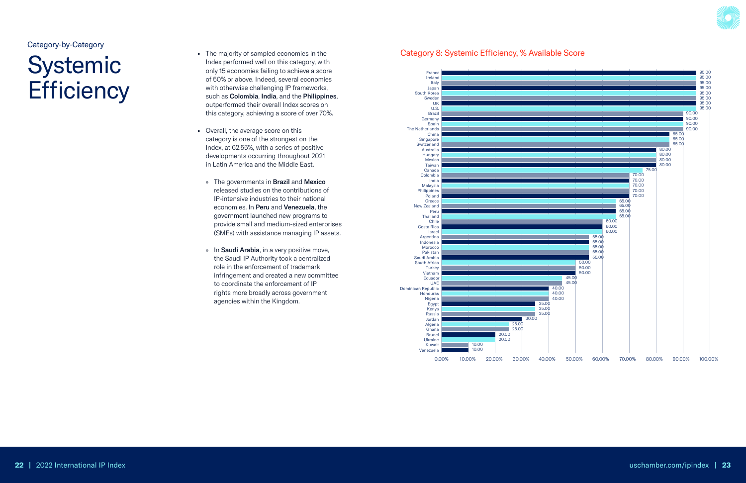Category-by-Category

# Systemic Efficiency

- The majority of sampled economies in the Index performed well on this category, with only 15 economies failing to achieve a score of 50% or above. Indeed, several economies with otherwise challenging IP frameworks, such as **Colombia**, **India**, and the **Philippines**, outperformed their overall Index scores on this category, achieving a score of over 70%.
- Overall, the average score on this category is one of the strongest on the Index, at 62.55%, with a series of positive developments occurring throughout 2021 in Latin America and the Middle East.
  - » The governments in **Brazil** and **Mexico** released studies on the contributions of IP-intensive industries to their national economies. In **Peru** and **Venezuela**, the government launched new programs to provide small and medium-sized enterprises (SMEs) with assistance managing IP assets.
  - » In **Saudi Arabia**, in a very positive move, the Saudi IP Authority took a centralized role in the enforcement of trademark infringement and created a new committee to coordinate the enforcement of IP rights more broadly across government agencies within the Kingdom.

## Category 8: Systemic Efficiency, % Available Score

| Economy | Score |
|---|---|
| France | 95.00 |
| Ireland | 95.00 |
| Italy | 95.00 |
| Japan | 95.00 |
| South Korea | 95.00 |
| Sweden | 95.00 |
| UK | 95.00 |
| U.S. | 95.00 |
| Brazil | 90.00 |
| Germany | 90.00 |
| Spain | 90.00 |
| The Netherlands | 90.00 |
| China | 85.00 |
| Singapore | 85.00 |
| Switzerland | 85.00 |
| Australia | 80.00 |
| Hungary | 80.00 |
| Mexico | 80.00 |
| Taiwan | 80.00 |
| Canada | 75.00 |
| Colombia | 70.00 |
| India | 70.00 |
| Malaysia | 70.00 |
| Philippines | 70.00 |
| Poland | 70.00 |
| Greece | 65.00 |
| New Zealand | 65.00 |
| Peru | 65.00 |
| Thailand | 65.00 |
| Chile | 60.00 |
| Costa Rica | 60.00 |
| Israel | 60.00 |
| Argentina | 55.00 |
| Indonesia | 55.00 |
| Morocco | 55.00 |
| Pakistan | 55.00 |
| Saudi Arabia | 55.00 |
| South Africa | 50.00 |
| Turkey | 50.00 |
| Vietnam | 50.00 |
| Ecuador | 45.00 |
| UAE | 45.00 |
| Dominican Republic | 40.00 |
| Honduras | 40.00 |
| Nigeria | 40.00 |
| Egypt | 35.00 |
| Kenya | 35.00 |
| Russia | 35.00 |
| Jordan | 30.00 |
| Algeria | 25.00 |
| Ghana | 25.00 |
| Brunei | 20.00 |
| Ukraine | 20.00 |
| Kuwait | 10.00 |
| Venezuela | 10.00 |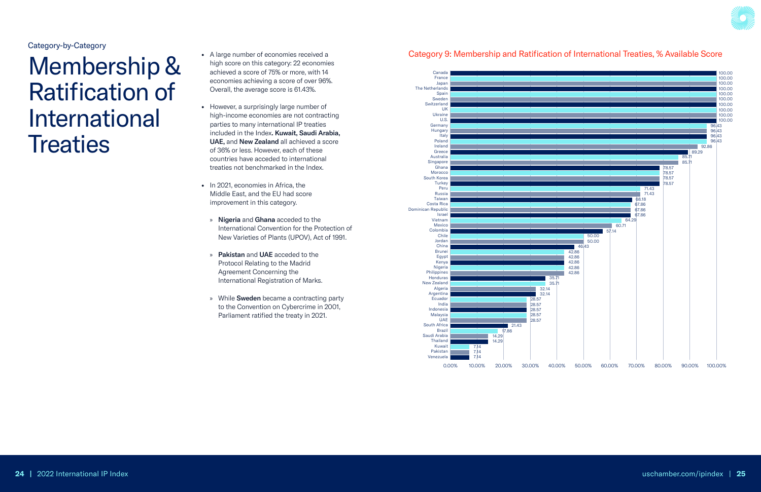Category-by-Category

# Membership & Ratification of International Treaties

- A large number of economies received a high score on this category: 22 economies achieved a score of 75% or more, with 14 economies achieving a score of over 96%. Overall, the average score is 61.43%.
- However, a surprisingly large number of high-income economies are not contracting parties to many international IP treaties included in the Index. **Kuwait, Saudi Arabia, UAE,** and **New Zealand** all achieved a score of 36% or less. However, each of these countries have acceded to international treaties not benchmarked in the Index.
- In 2021, economies in Africa, the Middle East, and the EU had score improvement in this category.
  - » **Nigeria** and **Ghana** acceded to the International Convention for the Protection of New Varieties of Plants (UPOV), Act of 1991.
  - » **Pakistan** and **UAE** acceded to the Protocol Relating to the Madrid Agreement Concerning the International Registration of Marks.
  - » While **Sweden** became a contracting party to the Convention on Cybercrime in 2001, Parliament ratified the treaty in 2021.

## Category 9: Membership and Ratification of International Treaties, % Available Score

Canada 100.00
France 100.00
Japan 100.00
The Netherlands 100.00
Spain 100.00
Sweden 100.00
Switzerland 100.00
UK 100.00
Ukraine 100.00
U.S. 100.00
Germany 96.43
Hungary 96.43
Italy 96.43
Poland 96.43
Ireland 92.86
Greece 89.29
Australia 85.71
Singapore 85.71
Ghana 78.57
Morocco 78.57
South Korea 78.57
Turkey 78.57
Peru 71.43
Russia 71.43
Taiwan 68.18
Costa Rica 67.86
Dominican Republic 67.86
Israel 67.86
Vietnam 64.29
Mexico 60.71
Colombia 57.14
Chile 50.00
Jordan 50.00
China 46.43
Brunei 42.86
Egypt 42.86
Kenya 42.86
Nigeria 42.86
Philippines 42.86
Honduras 35.71
New Zealand 35.71
Algeria 32.14
Argentina 32.14
Ecuador 28.57
India 28.57
Indonesia 28.57
Malaysia 28.57
UAE 28.57
South Africa 21.43
Brazil 17.86
Saudi Arabia 14.29
Thailand 14.29
Kuwait 7.14
Pakistan 7.14
Venezuela 7.14

0.00% 10.00% 20.00% 30.00% 40.00% 50.00% 60.00% 70.00% 80.00% 90.00% 100.00%